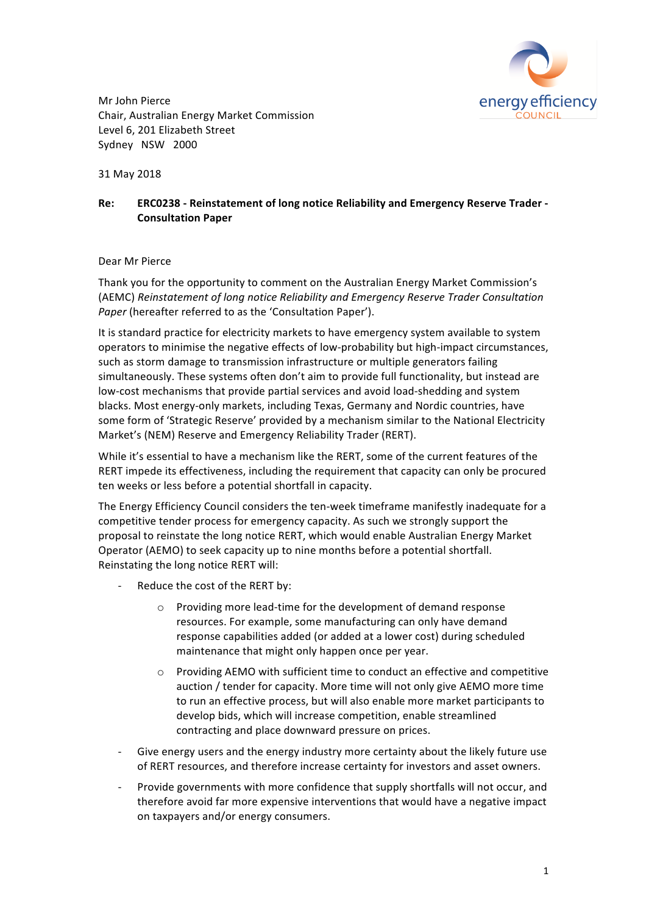energy efficiency COUNCIL

Mr John Pierce
Chair, Australian Energy Market Commission
Level 6, 201 Elizabeth Street
Sydney NSW 2000

31 May 2018

**Re: ERC0238 - Reinstatement of long notice Reliability and Emergency Reserve Trader - Consultation Paper**

Dear Mr Pierce

Thank you for the opportunity to comment on the Australian Energy Market Commission's (AEMC) *Reinstatement of long notice Reliability and Emergency Reserve Trader Consultation Paper* (hereafter referred to as the 'Consultation Paper').

It is standard practice for electricity markets to have emergency system available to system operators to minimise the negative effects of low-probability but high-impact circumstances, such as storm damage to transmission infrastructure or multiple generators failing simultaneously. These systems often don't aim to provide full functionality, but instead are low-cost mechanisms that provide partial services and avoid load-shedding and system blacks. Most energy-only markets, including Texas, Germany and Nordic countries, have some form of 'Strategic Reserve' provided by a mechanism similar to the National Electricity Market's (NEM) Reserve and Emergency Reliability Trader (RERT).

While it's essential to have a mechanism like the RERT, some of the current features of the RERT impede its effectiveness, including the requirement that capacity can only be procured ten weeks or less before a potential shortfall in capacity.

The Energy Efficiency Council considers the ten-week timeframe manifestly inadequate for a competitive tender process for emergency capacity. As such we strongly support the proposal to reinstate the long notice RERT, which would enable Australian Energy Market Operator (AEMO) to seek capacity up to nine months before a potential shortfall. Reinstating the long notice RERT will:

- Reduce the cost of the RERT by:
  - Providing more lead-time for the development of demand response resources. For example, some manufacturing can only have demand response capabilities added (or added at a lower cost) during scheduled maintenance that might only happen once per year.
  - Providing AEMO with sufficient time to conduct an effective and competitive auction / tender for capacity. More time will not only give AEMO more time to run an effective process, but will also enable more market participants to develop bids, which will increase competition, enable streamlined contracting and place downward pressure on prices.
- Give energy users and the energy industry more certainty about the likely future use of RERT resources, and therefore increase certainty for investors and asset owners.
- Provide governments with more confidence that supply shortfalls will not occur, and therefore avoid far more expensive interventions that would have a negative impact on taxpayers and/or energy consumers.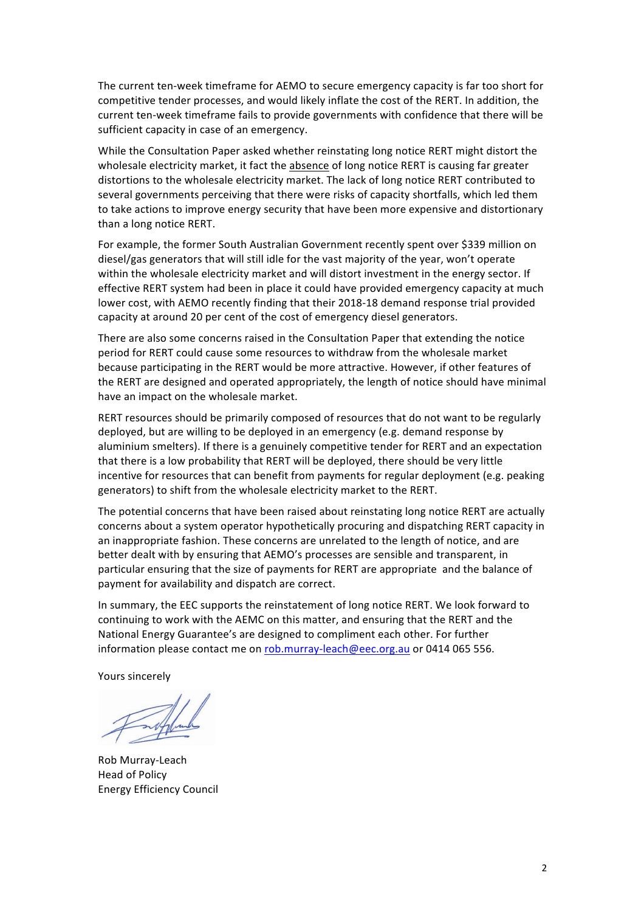The current ten-week timeframe for AEMO to secure emergency capacity is far too short for competitive tender processes, and would likely inflate the cost of the RERT. In addition, the current ten-week timeframe fails to provide governments with confidence that there will be sufficient capacity in case of an emergency.

While the Consultation Paper asked whether reinstating long notice RERT might distort the wholesale electricity market, it fact the absence of long notice RERT is causing far greater distortions to the wholesale electricity market. The lack of long notice RERT contributed to several governments perceiving that there were risks of capacity shortfalls, which led them to take actions to improve energy security that have been more expensive and distortionary than a long notice RERT.

For example, the former South Australian Government recently spent over $339 million on diesel/gas generators that will still idle for the vast majority of the year, won't operate within the wholesale electricity market and will distort investment in the energy sector. If effective RERT system had been in place it could have provided emergency capacity at much lower cost, with AEMO recently finding that their 2018-18 demand response trial provided capacity at around 20 per cent of the cost of emergency diesel generators.

There are also some concerns raised in the Consultation Paper that extending the notice period for RERT could cause some resources to withdraw from the wholesale market because participating in the RERT would be more attractive. However, if other features of the RERT are designed and operated appropriately, the length of notice should have minimal have an impact on the wholesale market.

RERT resources should be primarily composed of resources that do not want to be regularly deployed, but are willing to be deployed in an emergency (e.g. demand response by aluminium smelters). If there is a genuinely competitive tender for RERT and an expectation that there is a low probability that RERT will be deployed, there should be very little incentive for resources that can benefit from payments for regular deployment (e.g. peaking generators) to shift from the wholesale electricity market to the RERT.

The potential concerns that have been raised about reinstating long notice RERT are actually concerns about a system operator hypothetically procuring and dispatching RERT capacity in an inappropriate fashion. These concerns are unrelated to the length of notice, and are better dealt with by ensuring that AEMO's processes are sensible and transparent, in particular ensuring that the size of payments for RERT are appropriate and the balance of payment for availability and dispatch are correct.

In summary, the EEC supports the reinstatement of long notice RERT. We look forward to continuing to work with the AEMC on this matter, and ensuring that the RERT and the National Energy Guarantee's are designed to compliment each other. For further information please contact me on rob.murray-leach@eec.org.au or 0414 065 556.

Yours sincerely

Rob Murray-Leach
Head of Policy
Energy Efficiency Council